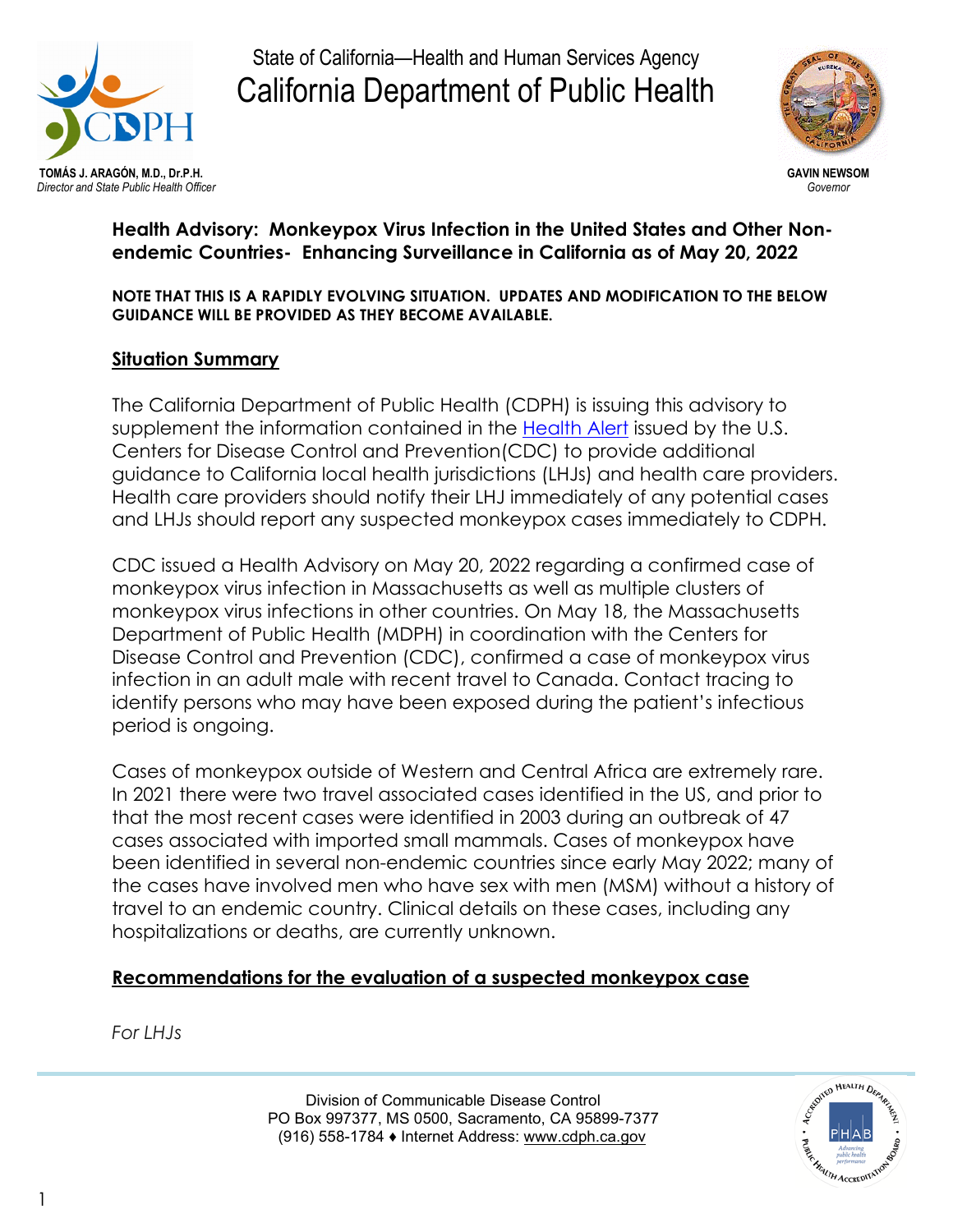State of California—Health and Human Services Agency

# California Department of Public Health

**TOMÁS J. ARAGÓN, M.D., Dr.P.H.**
*Director and State Public Health Officer*

**GAVIN NEWSOM**
*Governor*

## Health Advisory: Monkeypox Virus Infection in the United States and Other Non-endemic Countries- Enhancing Surveillance in California as of May 20, 2022

**NOTE THAT THIS IS A RAPIDLY EVOLVING SITUATION. UPDATES AND MODIFICATION TO THE BELOW GUIDANCE WILL BE PROVIDED AS THEY BECOME AVAILABLE.**

### Situation Summary

The California Department of Public Health (CDPH) is issuing this advisory to supplement the information contained in the Health Alert issued by the U.S. Centers for Disease Control and Prevention(CDC) to provide additional guidance to California local health jurisdictions (LHJs) and health care providers. Health care providers should notify their LHJ immediately of any potential cases and LHJs should report any suspected monkeypox cases immediately to CDPH.

CDC issued a Health Advisory on May 20, 2022 regarding a confirmed case of monkeypox virus infection in Massachusetts as well as multiple clusters of monkeypox virus infections in other countries. On May 18, the Massachusetts Department of Public Health (MDPH) in coordination with the Centers for Disease Control and Prevention (CDC), confirmed a case of monkeypox virus infection in an adult male with recent travel to Canada. Contact tracing to identify persons who may have been exposed during the patient's infectious period is ongoing.

Cases of monkeypox outside of Western and Central Africa are extremely rare. In 2021 there were two travel associated cases identified in the US, and prior to that the most recent cases were identified in 2003 during an outbreak of 47 cases associated with imported small mammals. Cases of monkeypox have been identified in several non-endemic countries since early May 2022; many of the cases have involved men who have sex with men (MSM) without a history of travel to an endemic country. Clinical details on these cases, including any hospitalizations or deaths, are currently unknown.

### Recommendations for the evaluation of a suspected monkeypox case

*For LHJs*

Division of Communicable Disease Control
PO Box 997377, MS 0500, Sacramento, CA 95899-7377
(916) 558-1784 ♦ Internet Address: www.cdph.ca.gov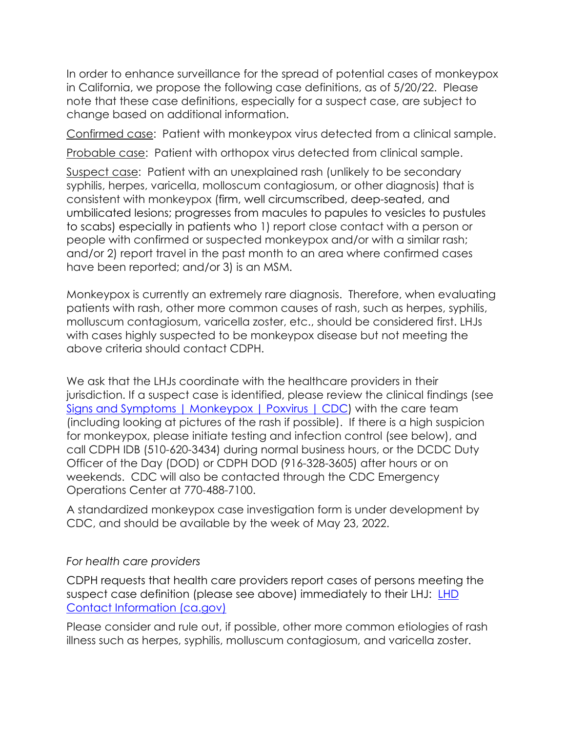In order to enhance surveillance for the spread of potential cases of monkeypox in California, we propose the following case definitions, as of 5/20/22. Please note that these case definitions, especially for a suspect case, are subject to change based on additional information.

Confirmed case: Patient with monkeypox virus detected from a clinical sample.

Probable case: Patient with orthopox virus detected from clinical sample.

Suspect case: Patient with an unexplained rash (unlikely to be secondary syphilis, herpes, varicella, molloscum contagiosum, or other diagnosis) that is consistent with monkeypox (firm, well circumscribed, deep-seated, and umbilicated lesions; progresses from macules to papules to vesicles to pustules to scabs) especially in patients who 1) report close contact with a person or people with confirmed or suspected monkeypox and/or with a similar rash; and/or 2) report travel in the past month to an area where confirmed cases have been reported; and/or 3) is an MSM.

Monkeypox is currently an extremely rare diagnosis. Therefore, when evaluating patients with rash, other more common causes of rash, such as herpes, syphilis, molluscum contagiosum, varicella zoster, etc., should be considered first. LHJs with cases highly suspected to be monkeypox disease but not meeting the above criteria should contact CDPH.

We ask that the LHJs coordinate with the healthcare providers in their jurisdiction. If a suspect case is identified, please review the clinical findings (see [Signs and Symptoms | Monkeypox | Poxvirus | CDC]) with the care team (including looking at pictures of the rash if possible). If there is a high suspicion for monkeypox, please initiate testing and infection control (see below), and call CDPH IDB (510-620-3434) during normal business hours, or the DCDC Duty Officer of the Day (DOD) or CDPH DOD (916-328-3605) after hours or on weekends. CDC will also be contacted through the CDC Emergency Operations Center at 770-488-7100.

A standardized monkeypox case investigation form is under development by CDC, and should be available by the week of May 23, 2022.

*For health care providers*

CDPH requests that health care providers report cases of persons meeting the suspect case definition (please see above) immediately to their LHJ: [LHD Contact Information (ca.gov)]

Please consider and rule out, if possible, other more common etiologies of rash illness such as herpes, syphilis, molluscum contagiosum, and varicella zoster.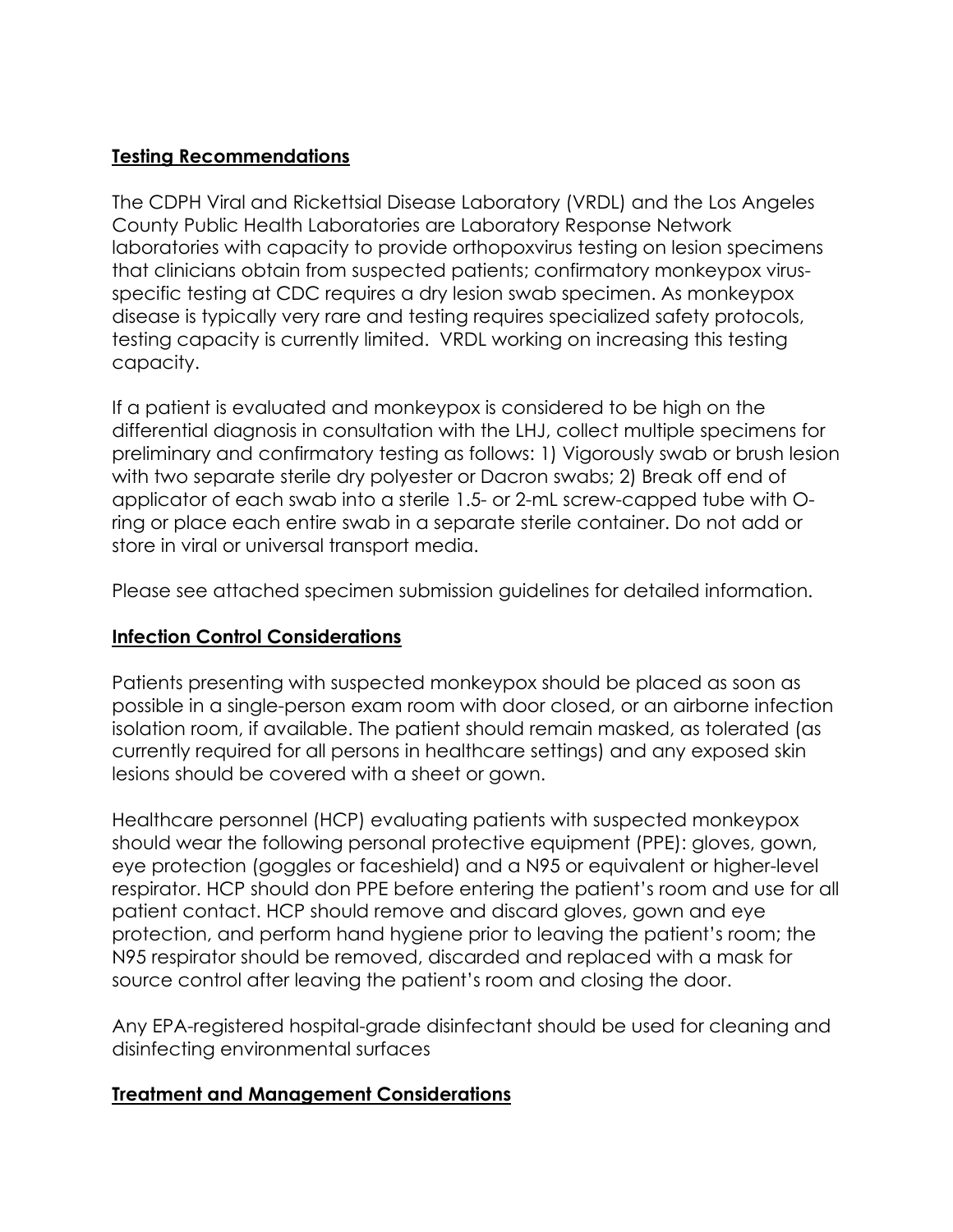## Testing Recommendations

The CDPH Viral and Rickettsial Disease Laboratory (VRDL) and the Los Angeles County Public Health Laboratories are Laboratory Response Network laboratories with capacity to provide orthopoxvirus testing on lesion specimens that clinicians obtain from suspected patients; confirmatory monkeypox virus-specific testing at CDC requires a dry lesion swab specimen. As monkeypox disease is typically very rare and testing requires specialized safety protocols, testing capacity is currently limited. VRDL working on increasing this testing capacity.

If a patient is evaluated and monkeypox is considered to be high on the differential diagnosis in consultation with the LHJ, collect multiple specimens for preliminary and confirmatory testing as follows: 1) Vigorously swab or brush lesion with two separate sterile dry polyester or Dacron swabs; 2) Break off end of applicator of each swab into a sterile 1.5- or 2-mL screw-capped tube with O-ring or place each entire swab in a separate sterile container. Do not add or store in viral or universal transport media.

Please see attached specimen submission guidelines for detailed information.

## Infection Control Considerations

Patients presenting with suspected monkeypox should be placed as soon as possible in a single-person exam room with door closed, or an airborne infection isolation room, if available. The patient should remain masked, as tolerated (as currently required for all persons in healthcare settings) and any exposed skin lesions should be covered with a sheet or gown.

Healthcare personnel (HCP) evaluating patients with suspected monkeypox should wear the following personal protective equipment (PPE): gloves, gown, eye protection (goggles or faceshield) and a N95 or equivalent or higher-level respirator. HCP should don PPE before entering the patient's room and use for all patient contact. HCP should remove and discard gloves, gown and eye protection, and perform hand hygiene prior to leaving the patient's room; the N95 respirator should be removed, discarded and replaced with a mask for source control after leaving the patient's room and closing the door.

Any EPA-registered hospital-grade disinfectant should be used for cleaning and disinfecting environmental surfaces

## Treatment and Management Considerations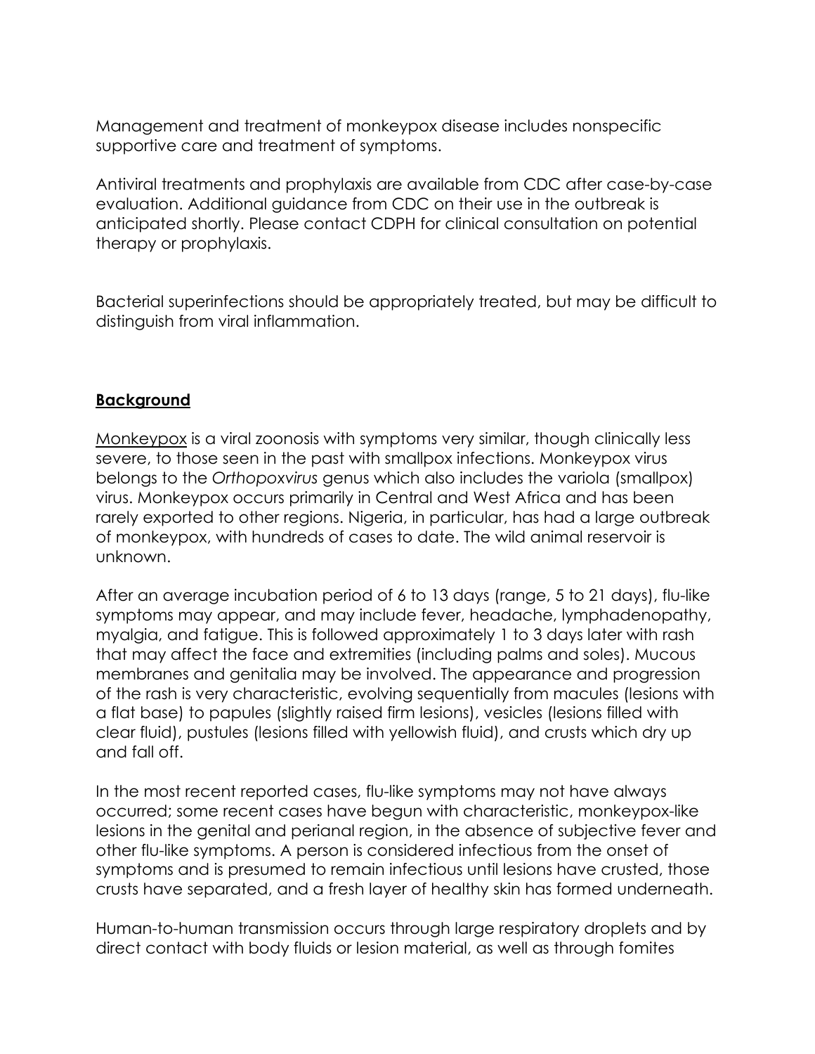Management and treatment of monkeypox disease includes nonspecific supportive care and treatment of symptoms.

Antiviral treatments and prophylaxis are available from CDC after case-by-case evaluation. Additional guidance from CDC on their use in the outbreak is anticipated shortly. Please contact CDPH for clinical consultation on potential therapy or prophylaxis.

Bacterial superinfections should be appropriately treated, but may be difficult to distinguish from viral inflammation.

## **Background**

Monkeypox is a viral zoonosis with symptoms very similar, though clinically less severe, to those seen in the past with smallpox infections. Monkeypox virus belongs to the *Orthopoxvirus* genus which also includes the variola (smallpox) virus. Monkeypox occurs primarily in Central and West Africa and has been rarely exported to other regions. Nigeria, in particular, has had a large outbreak of monkeypox, with hundreds of cases to date. The wild animal reservoir is unknown.

After an average incubation period of 6 to 13 days (range, 5 to 21 days), flu-like symptoms may appear, and may include fever, headache, lymphadenopathy, myalgia, and fatigue. This is followed approximately 1 to 3 days later with rash that may affect the face and extremities (including palms and soles). Mucous membranes and genitalia may be involved. The appearance and progression of the rash is very characteristic, evolving sequentially from macules (lesions with a flat base) to papules (slightly raised firm lesions), vesicles (lesions filled with clear fluid), pustules (lesions filled with yellowish fluid), and crusts which dry up and fall off.

In the most recent reported cases, flu-like symptoms may not have always occurred; some recent cases have begun with characteristic, monkeypox-like lesions in the genital and perianal region, in the absence of subjective fever and other flu-like symptoms. A person is considered infectious from the onset of symptoms and is presumed to remain infectious until lesions have crusted, those crusts have separated, and a fresh layer of healthy skin has formed underneath.

Human-to-human transmission occurs through large respiratory droplets and by direct contact with body fluids or lesion material, as well as through fomites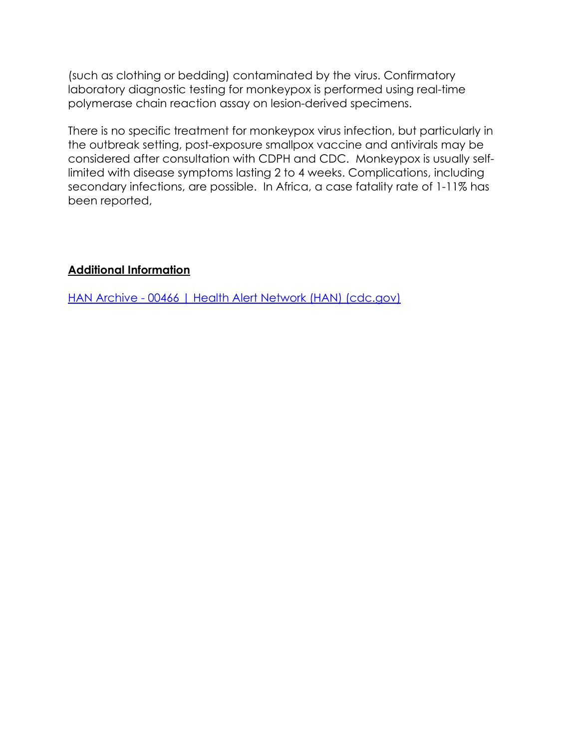(such as clothing or bedding) contaminated by the virus. Confirmatory laboratory diagnostic testing for monkeypox is performed using real-time polymerase chain reaction assay on lesion-derived specimens.

There is no specific treatment for monkeypox virus infection, but particularly in the outbreak setting, post-exposure smallpox vaccine and antivirals may be considered after consultation with CDPH and CDC. Monkeypox is usually self-limited with disease symptoms lasting 2 to 4 weeks. Complications, including secondary infections, are possible. In Africa, a case fatality rate of 1-11% has been reported,

**Additional Information**

[HAN Archive - 00466 | Health Alert Network (HAN) (cdc.gov)]